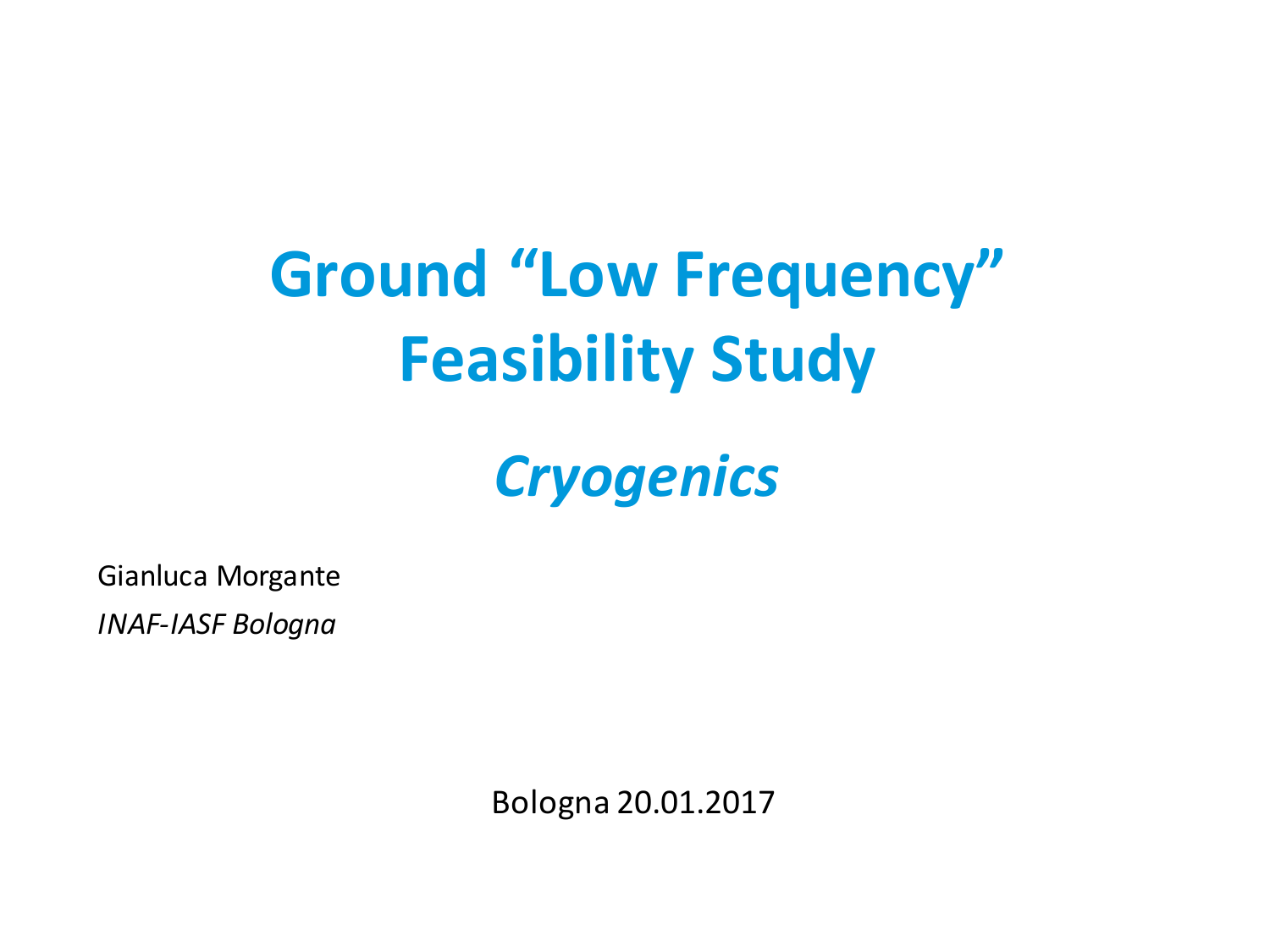# Ground "Low Frequency" Feasibility Study

## *Cryogenics*

Gianluca Morgante

*INAF-IASF Bologna*

Bologna 20.01.2017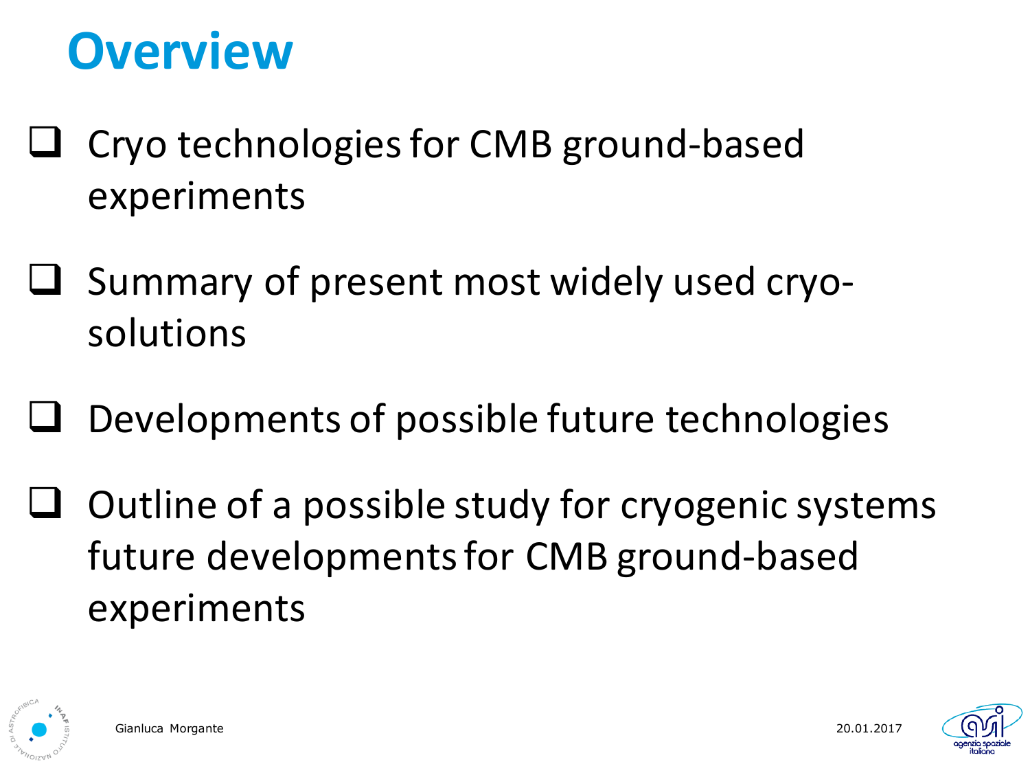# Overview

- Cryo technologies for CMB ground-based experiments
- Summary of present most widely used cryo-solutions
- Developments of possible future technologies
- Outline of a possible study for cryogenic systems future developments for CMB ground-based experiments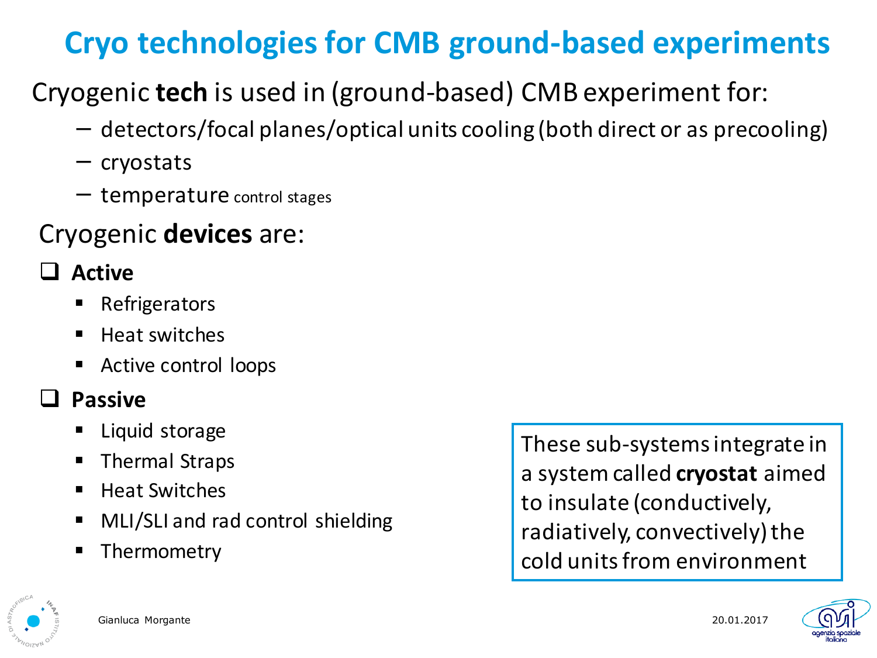# Cryo technologies for CMB ground-based experiments

Cryogenic **tech** is used in (ground-based) CMB experiment for:

- detectors/focal planes/optical units cooling (both direct or as precooling)
- cryostats
- temperature control stages

Cryogenic **devices** are:

- **Active**
  - Refrigerators
  - Heat switches
  - Active control loops
- **Passive**
  - Liquid storage
  - Thermal Straps
  - Heat Switches
  - MLI/SLI and rad control shielding
  - Thermometry

These sub-systems integrate in a system called **cryostat** aimed to insulate (conductively, radiatively, convectively) the cold units from environment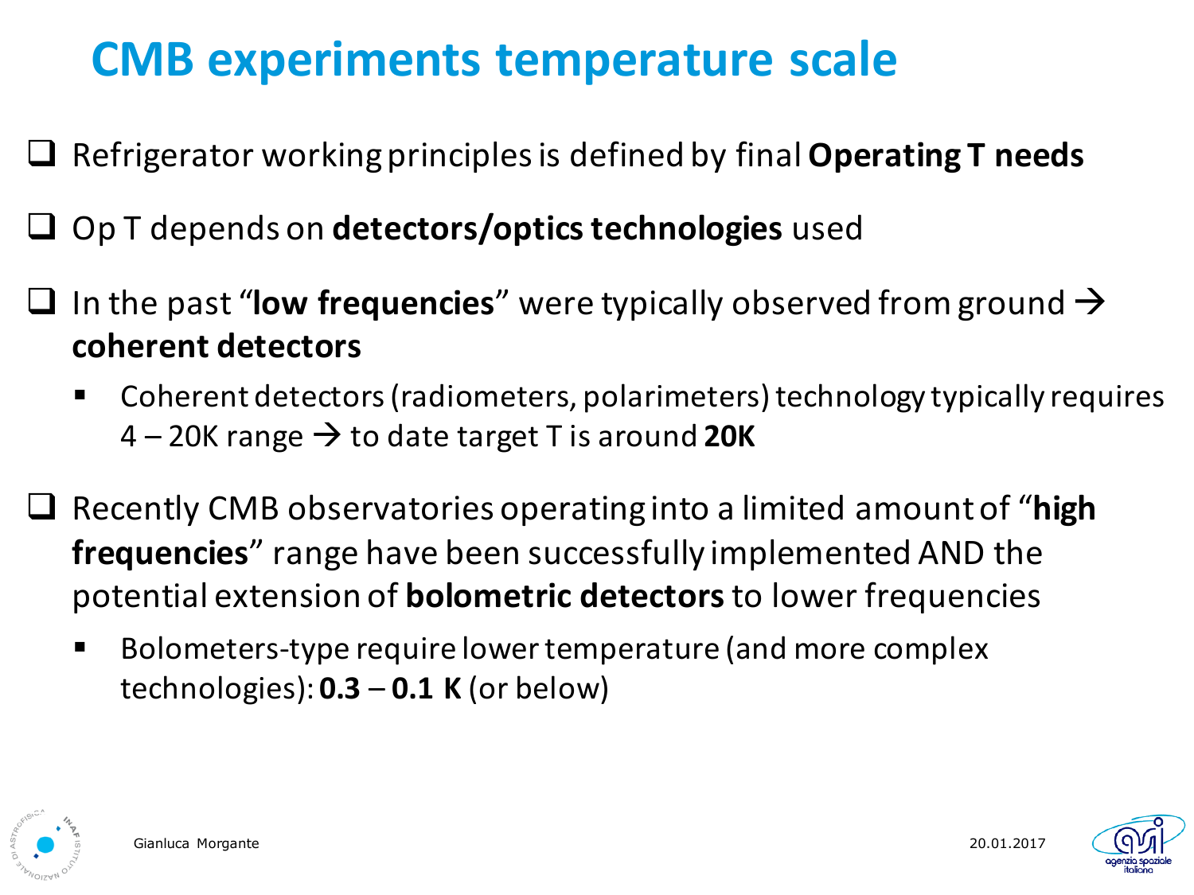# CMB experiments temperature scale

- Refrigerator working principles is defined by final **Operating T needs**
- Op T depends on **detectors/optics technologies** used
- In the past "**low frequencies**" were typically observed from ground → **coherent detectors**
  - Coherent detectors (radiometers, polarimeters) technology typically requires 4 – 20K range → to date target T is around **20K**
- Recently CMB observatories operating into a limited amount of "**high frequencies**" range have been successfully implemented AND the potential extension of **bolometric detectors** to lower frequencies
  - Bolometers-type require lower temperature (and more complex technologies): **0.3 – 0.1 K** (or below)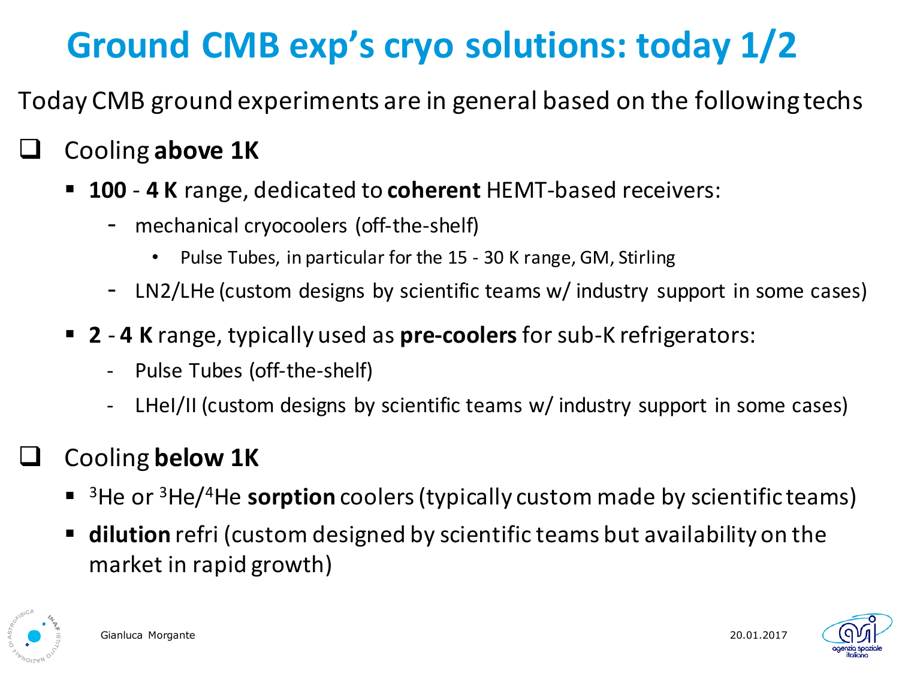# Ground CMB exp's cryo solutions: today 1/2

Today CMB ground experiments are in general based on the following techs

- Cooling **above 1K**
  - **100** - **4 K** range, dedicated to **coherent** HEMT-based receivers:
    - mechanical cryocoolers (off-the-shelf)
      - Pulse Tubes, in particular for the 15 - 30 K range, GM, Stirling
    - LN2/LHe (custom designs by scientific teams w/ industry support in some cases)
  - **2** - **4 K** range, typically used as **pre-coolers** for sub-K refrigerators:
    - Pulse Tubes (off-the-shelf)
    - LHeI/II (custom designs by scientific teams w/ industry support in some cases)
- Cooling **below 1K**
  - $^{3}$He or $^{3}$He/$^{4}$He **sorption** coolers (typically custom made by scientific teams)
  - **dilution** refri (custom designed by scientific teams but availability on the market in rapid growth)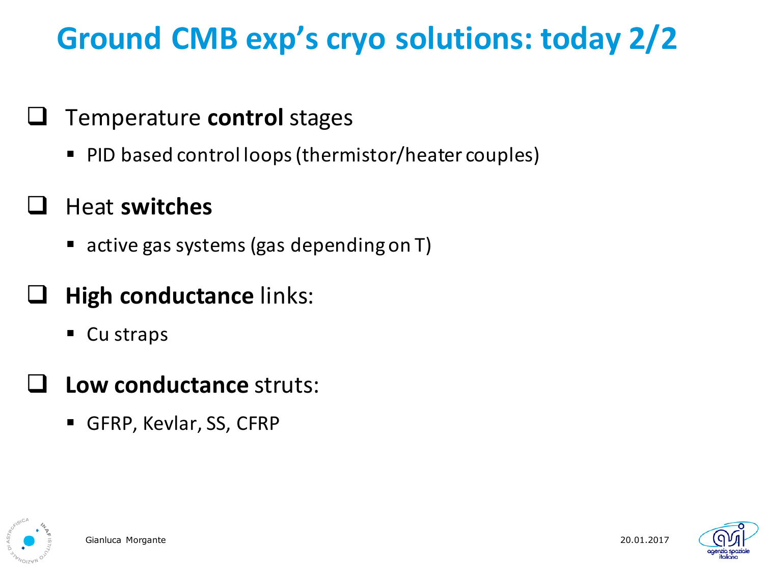# Ground CMB exp's cryo solutions: today 2/2

- Temperature **control** stages
  - PID based control loops (thermistor/heater couples)
- Heat **switches**
  - active gas systems (gas depending on T)
- **High conductance** links:
  - Cu straps
- **Low conductance** struts:
  - GFRP, Kevlar, SS, CFRP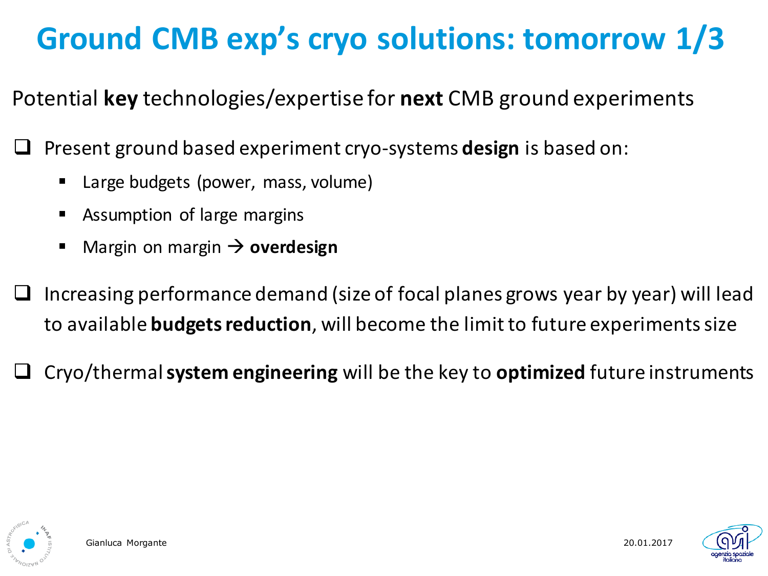# Ground CMB exp's cryo solutions: tomorrow 1/3

Potential **key** technologies/expertise for **next** CMB ground experiments

- Present ground based experiment cryo-systems **design** is based on:
  - Large budgets (power, mass, volume)
  - Assumption of large margins
  - Margin on margin → **overdesign**
- Increasing performance demand (size of focal planes grows year by year) will lead to available **budgets reduction**, will become the limit to future experiments size
- Cryo/thermal **system engineering** will be the key to **optimized** future instruments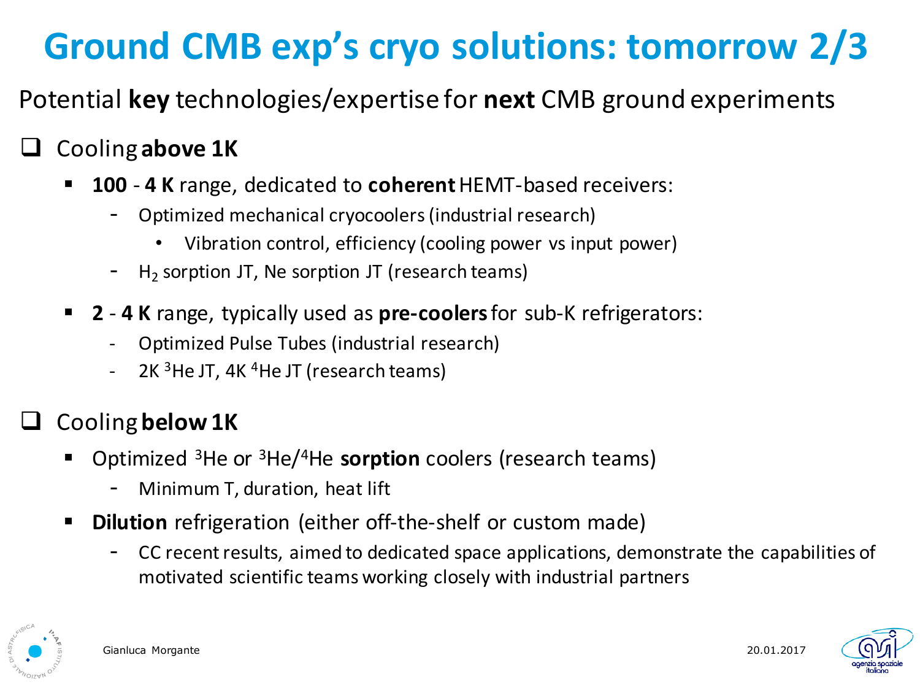# Ground CMB exp's cryo solutions: tomorrow 2/3

Potential **key** technologies/expertise for **next** CMB ground experiments

- Cooling **above 1K**
  - **100** - **4 K** range, dedicated to **coherent** HEMT-based receivers:
    - Optimized mechanical cryocoolers (industrial research)
      - Vibration control, efficiency (cooling power vs input power)
    - $H_2$ sorption JT, Ne sorption JT (research teams)
  - **2** - **4 K** range, typically used as **pre-coolers** for sub-K refrigerators:
    - Optimized Pulse Tubes (industrial research)
    - 2K $^3$He JT, 4K $^4$He JT (research teams)

- Cooling **below 1K**
  - Optimized $^3$He or $^3$He/$^4$He **sorption** coolers (research teams)
    - Minimum T, duration, heat lift
  - **Dilution** refrigeration (either off-the-shelf or custom made)
    - CC recent results, aimed to dedicated space applications, demonstrate the capabilities of motivated scientific teams working closely with industrial partners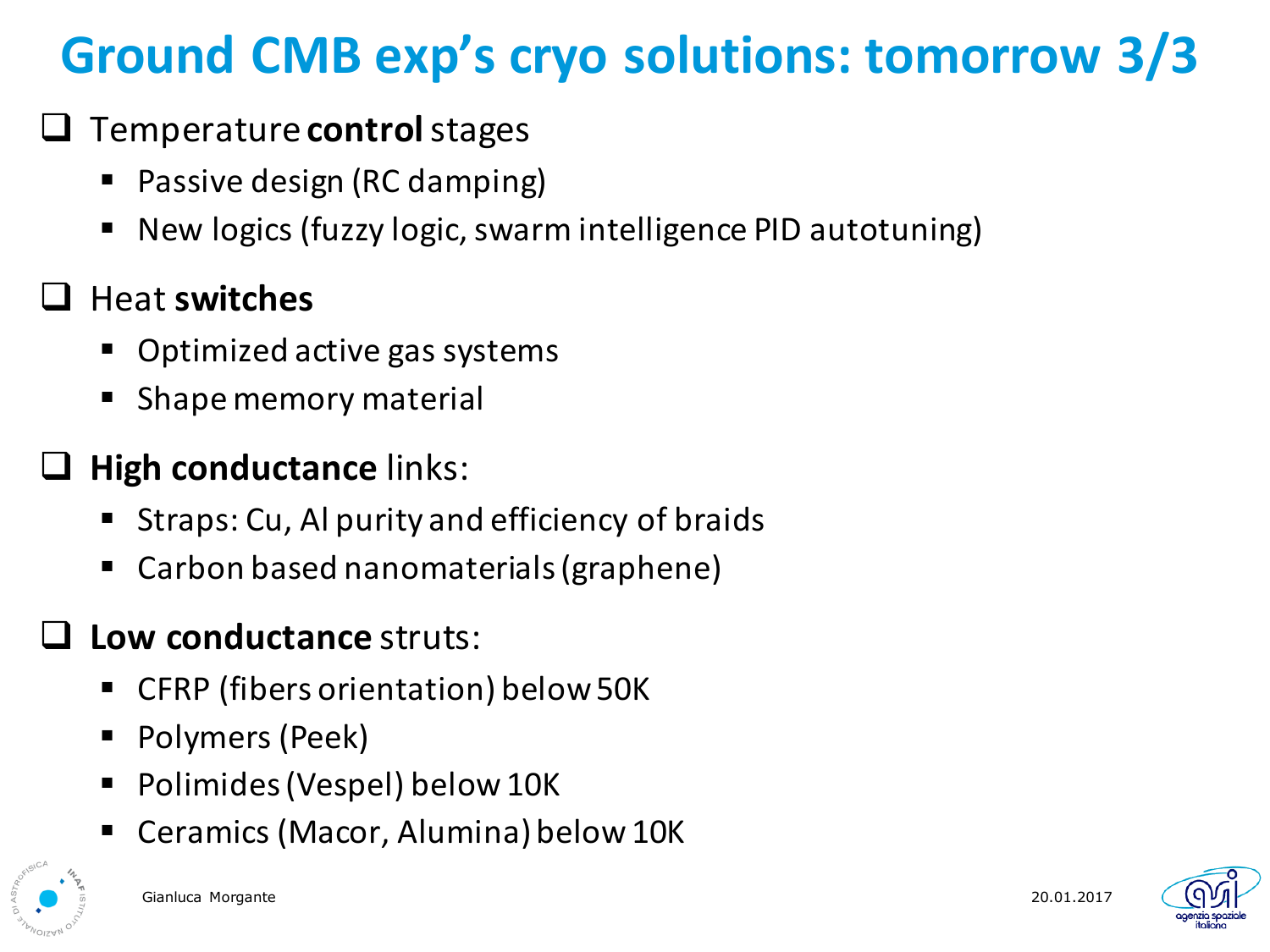# Ground CMB exp's cryo solutions: tomorrow 3/3

- Temperature **control** stages
  - Passive design (RC damping)
  - New logics (fuzzy logic, swarm intelligence PID autotuning)
- Heat **switches**
  - Optimized active gas systems
  - Shape memory material
- **High conductance** links:
  - Straps: Cu, Al purity and efficiency of braids
  - Carbon based nanomaterials (graphene)
- **Low conductance** struts:
  - CFRP (fibers orientation) below 50K
  - Polymers (Peek)
  - Polimides (Vespel) below 10K
  - Ceramics (Macor, Alumina) below 10K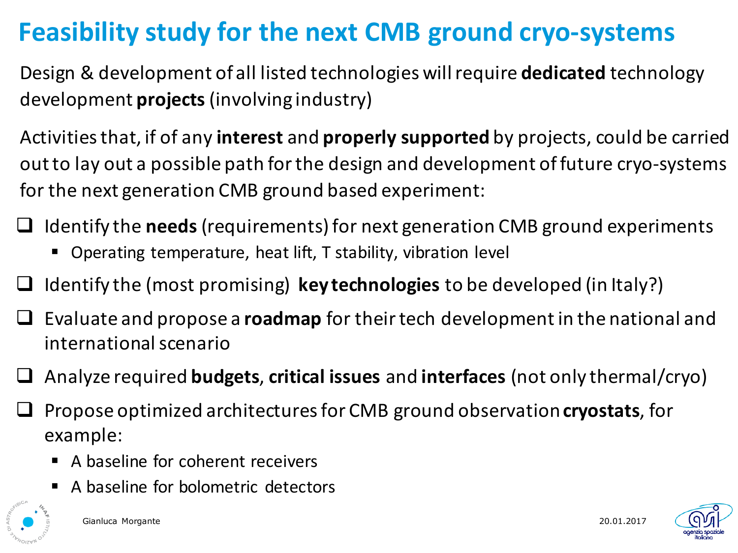# Feasibility study for the next CMB ground cryo-systems

Design & development of all listed technologies will require **dedicated** technology development **projects** (involving industry)

Activities that, if of any **interest** and **properly supported** by projects, could be carried out to lay out a possible path for the design and development of future cryo-systems for the next generation CMB ground based experiment:

- Identify the **needs** (requirements) for next generation CMB ground experiments
  - Operating temperature, heat lift, T stability, vibration level
- Identify the (most promising) **key technologies** to be developed (in Italy?)
- Evaluate and propose a **roadmap** for their tech development in the national and international scenario
- Analyze required **budgets**, **critical issues** and **interfaces** (not only thermal/cryo)
- Propose optimized architectures for CMB ground observation **cryostats**, for example:
  - A baseline for coherent receivers
  - A baseline for bolometric detectors